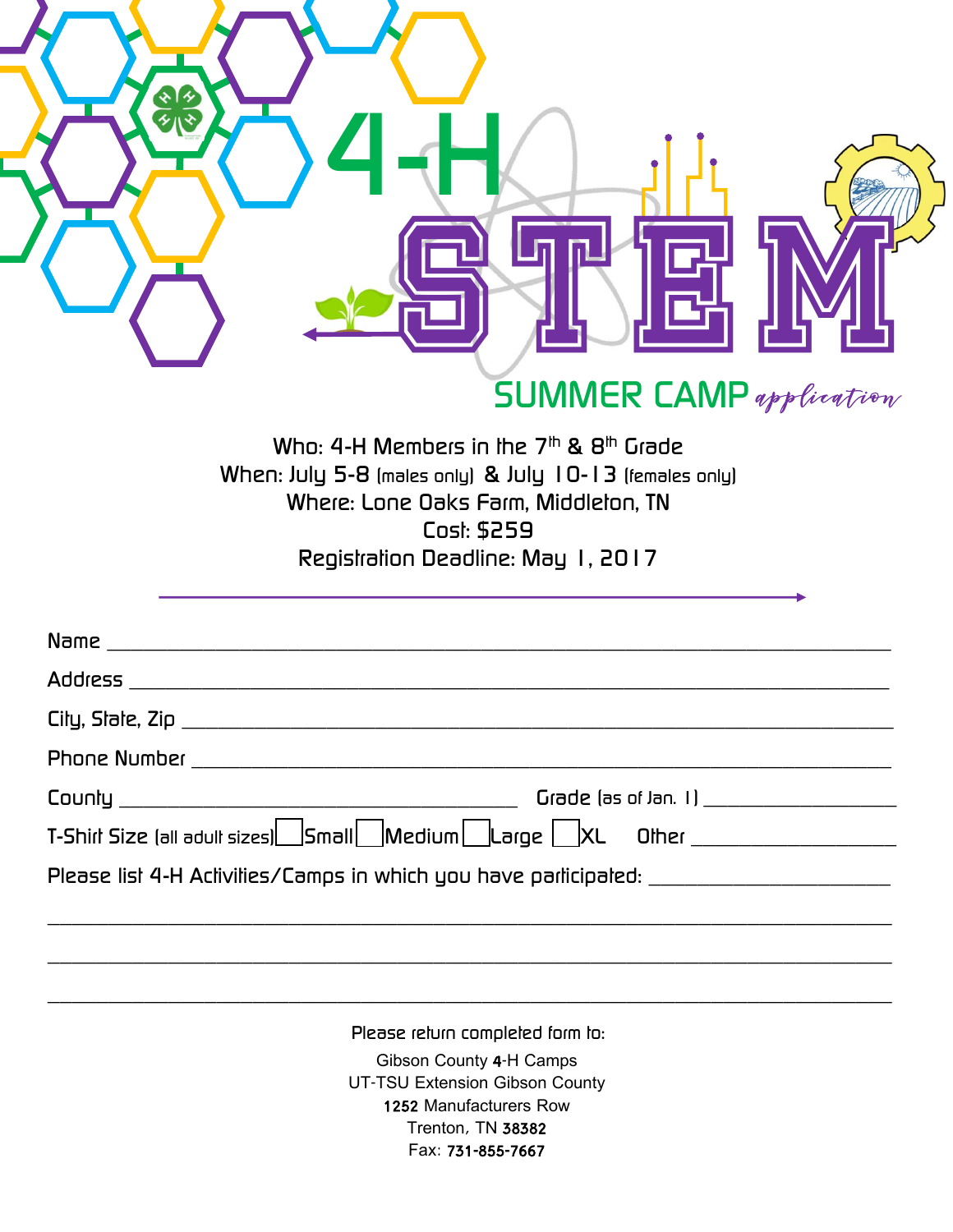# 4-H STEM

## SUMMER CAMP *application*

Who: 4-H Members in the 7th & 8th Grade

When: July 5-8 (males only) & July 10-13 (females only)

Where: Lone Oaks Farm, Middleton, TN

Cost: $259

Registration Deadline: May 1, 2017

Name ___________________________________________________________________________

Address _________________________________________________________________________

City, State, Zip ___________________________________________________________________

Phone Number _____________________________________________________________________

County ____________________________________ Grade (as of Jan. 1) _________________

T-Shirt Size (all adult sizes) ☐ Small ☐ Medium ☐ Large ☐ XL Other __________________

Please list 4-H Activities/Camps in which you have participated: ______________________

_________________________________________________________________________________

_________________________________________________________________________________

_________________________________________________________________________________

Please return completed form to:

Gibson County 4-H Camps
UT-TSU Extension Gibson County
1252 Manufacturers Row
Trenton, TN 38382
Fax: 731-855-7667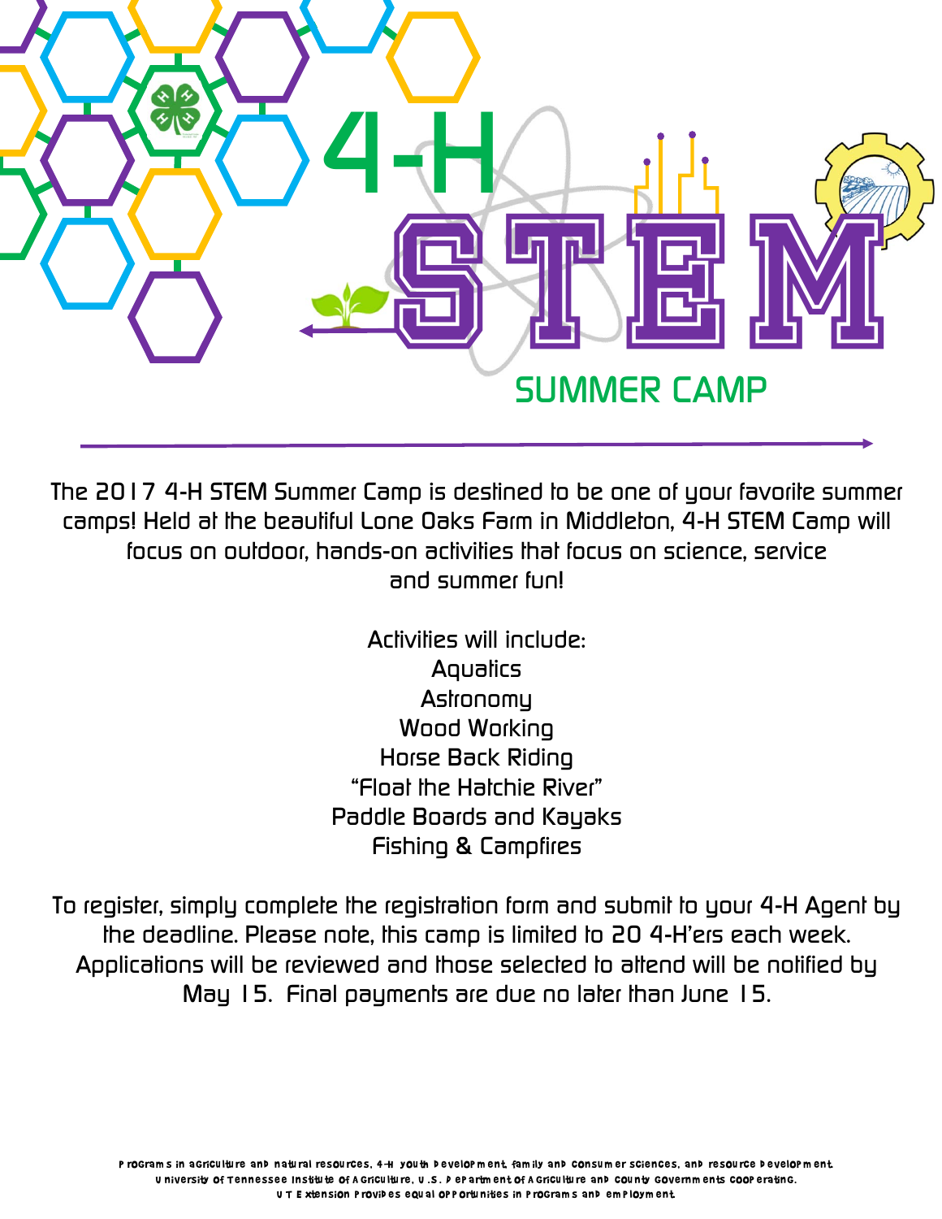# 4-H STEM

## SUMMER CAMP

The 2017 4-H STEM Summer Camp is destined to be one of your favorite summer camps! Held at the beautiful Lone Oaks Farm in Middleton, 4-H STEM Camp will focus on outdoor, hands-on activities that focus on science, service and summer fun!

Activities will include:
Aquatics
Astronomy
Wood Working
Horse Back Riding
"Float the Hatchie River"
Paddle Boards and Kayaks
Fishing & Campfires

To register, simply complete the registration form and submit to your 4-H Agent by the deadline. Please note, this camp is limited to 20 4-H'ers each week. Applications will be reviewed and those selected to attend will be notified by May 15. Final payments are due no later than June 15.

Programs in agriculture and natural resources, 4-H youth development, family and consumer sciences, and resource development.
University of Tennessee Institute of Agriculture, U.S. Department of Agriculture and county governments cooperating.
UT Extension provides equal opportunities in programs and employment.